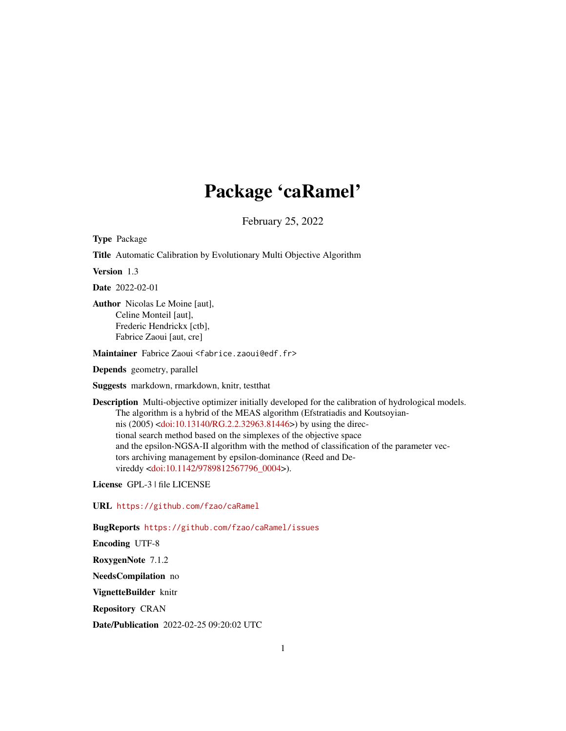# Package 'caRamel'

February 25, 2022

**Type** Package

**Title** Automatic Calibration by Evolutionary Multi Objective Algorithm

**Version** 1.3

**Date** 2022-02-01

**Author** Nicolas Le Moine [aut],
Celine Monteil [aut],
Frederic Hendrickx [ctb],
Fabrice Zaoui [aut, cre]

**Maintainer** Fabrice Zaoui <fabrice.zaoui@edf.fr>

**Depends** geometry, parallel

**Suggests** markdown, rmarkdown, knitr, testthat

**Description** Multi-objective optimizer initially developed for the calibration of hydrological models. The algorithm is a hybrid of the MEAS algorithm (Efstratiadis and Koutsoyiannis (2005) <doi:10.13140/RG.2.2.32963.81446>) by using the directional search method based on the simplexes of the objective space and the epsilon-NGSA-II algorithm with the method of classification of the parameter vectors archiving management by epsilon-dominance (Reed and Devireddy <doi:10.1142/9789812567796_0004>).

**License** GPL-3 | file LICENSE

**URL** https://github.com/fzao/caRamel

**BugReports** https://github.com/fzao/caRamel/issues

**Encoding** UTF-8

**RoxygenNote** 7.1.2

**NeedsCompilation** no

**VignetteBuilder** knitr

**Repository** CRAN

**Date/Publication** 2022-02-25 09:20:02 UTC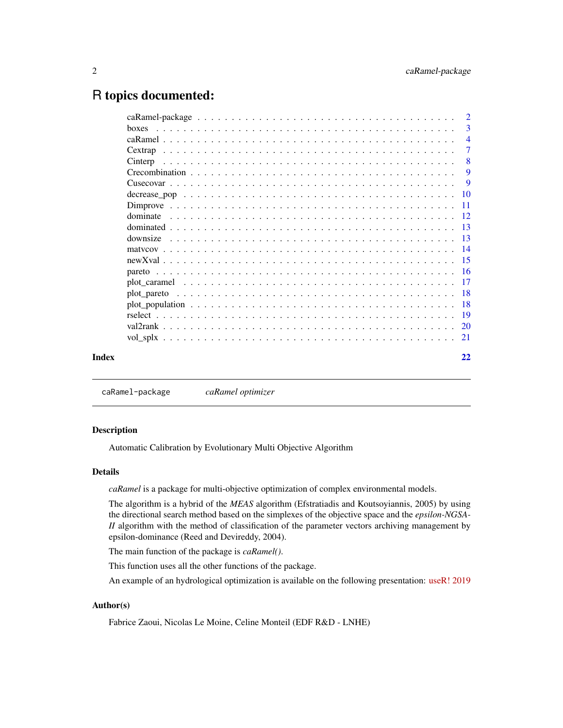# R topics documented:

| | |
|---|---|
| caRamel-package | 2 |
| boxes | 3 |
| caRamel | 4 |
| Cextrap | 7 |
| Cinterp | 8 |
| Crecombination | 9 |
| Cusecovar | 9 |
| decrease_pop | 10 |
| Dimprove | 11 |
| dominate | 12 |
| dominated | 13 |
| downsize | 13 |
| matvcov | 14 |
| newXval | 15 |
| pareto | 16 |
| plot_caramel | 17 |
| plot_pareto | 18 |
| plot_population | 18 |
| rselect | 19 |
| val2rank | 20 |
| vol_splx | 21 |
| **Index** | **22** |

---

`caRamel-package` *caRamel optimizer*

---

### Description

Automatic Calibration by Evolutionary Multi Objective Algorithm

### Details

*caRamel* is a package for multi-objective optimization of complex environmental models.

The algorithm is a hybrid of the *MEAS* algorithm (Efstratiadis and Koutsoyiannis, 2005) by using the directional search method based on the simplexes of the objective space and the *epsilon-NGSA-II* algorithm with the method of classification of the parameter vectors archiving management by epsilon-dominance (Reed and Devireddy, 2004).

The main function of the package is *caRamel()*.

This function uses all the other functions of the package.

An example of an hydrological optimization is available on the following presentation: useR! 2019

### Author(s)

Fabrice Zaoui, Nicolas Le Moine, Celine Monteil (EDF R&D - LNHE)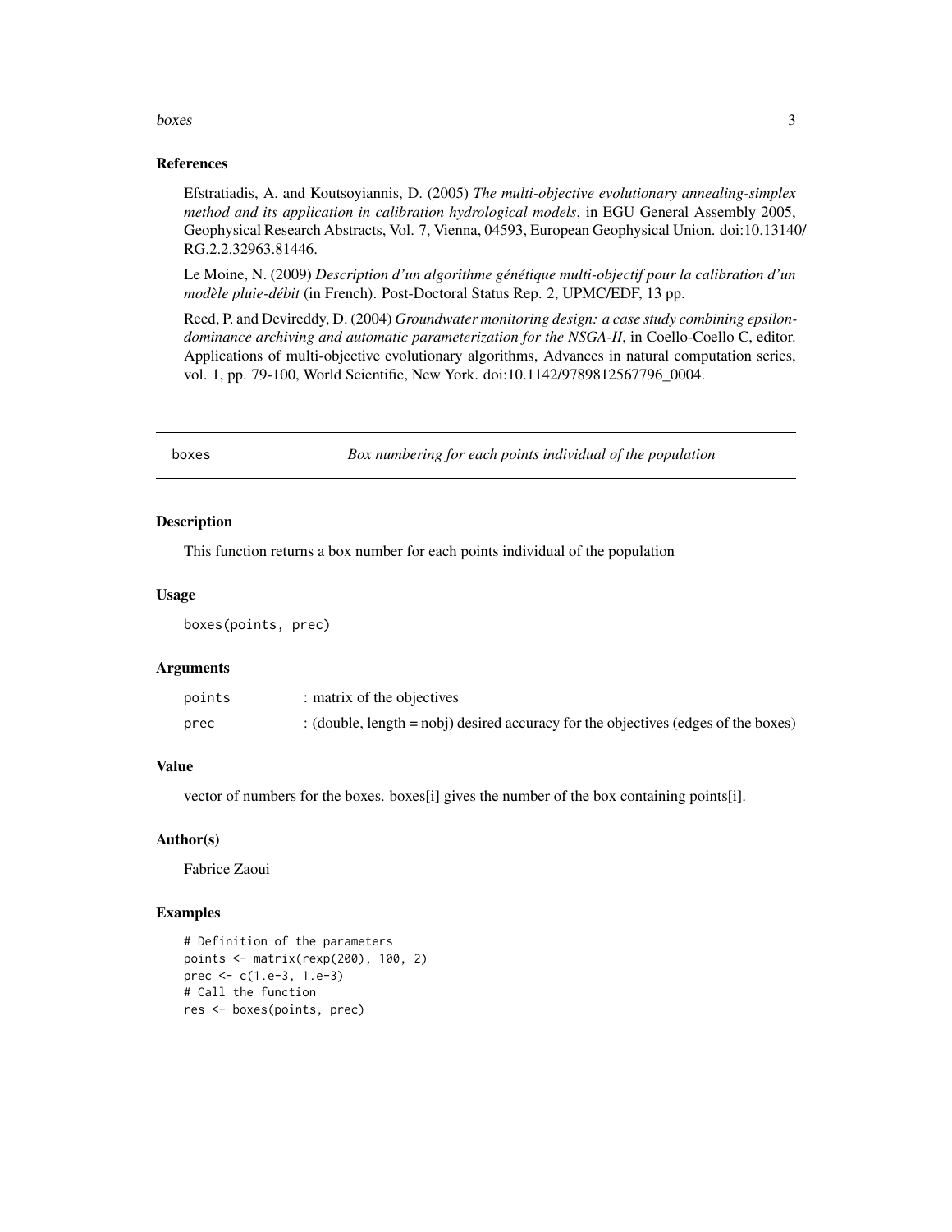## References

Efstratiadis, A. and Koutsoyiannis, D. (2005) *The multi-objective evolutionary annealing-simplex method and its application in calibration hydrological models*, in EGU General Assembly 2005, Geophysical Research Abstracts, Vol. 7, Vienna, 04593, European Geophysical Union. doi:10.13140/RG.2.2.32963.81446.

Le Moine, N. (2009) *Description d'un algorithme génétique multi-objectif pour la calibration d'un modèle pluie-débit* (in French). Post-Doctoral Status Rep. 2, UPMC/EDF, 13 pp.

Reed, P. and Devireddy, D. (2004) *Groundwater monitoring design: a case study combining epsilon-dominance archiving and automatic parameterization for the NSGA-II*, in Coello-Coello C, editor. Applications of multi-objective evolutionary algorithms, Advances in natural computation series, vol. 1, pp. 79-100, World Scientific, New York. doi:10.1142/9789812567796_0004.

---

# boxes — *Box numbering for each points individual of the population*

## Description

This function returns a box number for each points individual of the population

## Usage

```
boxes(points, prec)
```

## Arguments

| | |
|---|---|
| points | : matrix of the objectives |
| prec | : (double, length = nobj) desired accuracy for the objectives (edges of the boxes) |

## Value

vector of numbers for the boxes. boxes[i] gives the number of the box containing points[i].

## Author(s)

Fabrice Zaoui

## Examples

```
# Definition of the parameters
points <- matrix(rexp(200), 100, 2)
prec <- c(1.e-3, 1.e-3)
# Call the function
res <- boxes(points, prec)
```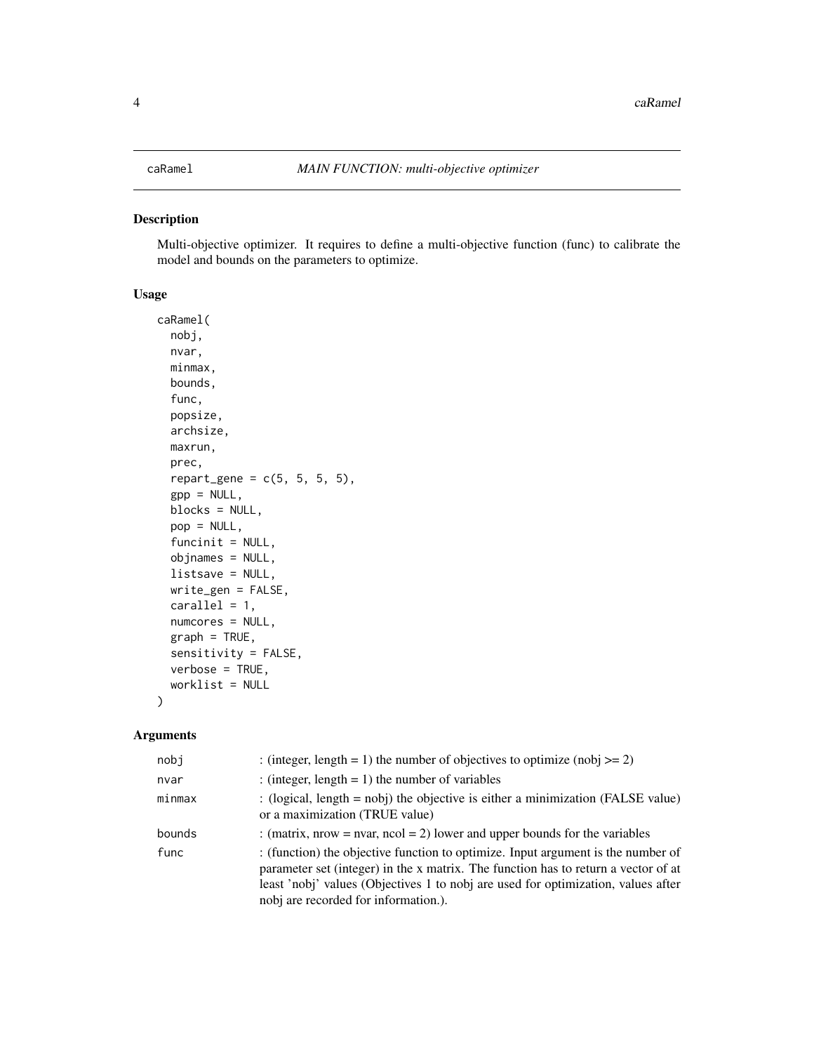caRamel *MAIN FUNCTION: multi-objective optimizer*

## Description

Multi-objective optimizer. It requires to define a multi-objective function (func) to calibrate the model and bounds on the parameters to optimize.

## Usage

```
caRamel(
  nobj,
  nvar,
  minmax,
  bounds,
  func,
  popsize,
  archsize,
  maxrun,
  prec,
  repart_gene = c(5, 5, 5, 5),
  gpp = NULL,
  blocks = NULL,
  pop = NULL,
  funcinit = NULL,
  objnames = NULL,
  listsave = NULL,
  write_gen = FALSE,
  carallel = 1,
  numcores = NULL,
  graph = TRUE,
  sensitivity = FALSE,
  verbose = TRUE,
  worklist = NULL
)
```

## Arguments

| | |
|---|---|
| nobj | : (integer, length = 1) the number of objectives to optimize (nobj >= 2) |
| nvar | : (integer, length = 1) the number of variables |
| minmax | : (logical, length = nobj) the objective is either a minimization (FALSE value) or a maximization (TRUE value) |
| bounds | : (matrix, nrow = nvar, ncol = 2) lower and upper bounds for the variables |
| func | : (function) the objective function to optimize. Input argument is the number of parameter set (integer) in the x matrix. The function has to return a vector of at least 'nobj' values (Objectives 1 to nobj are used for optimization, values after nobj are recorded for information.). |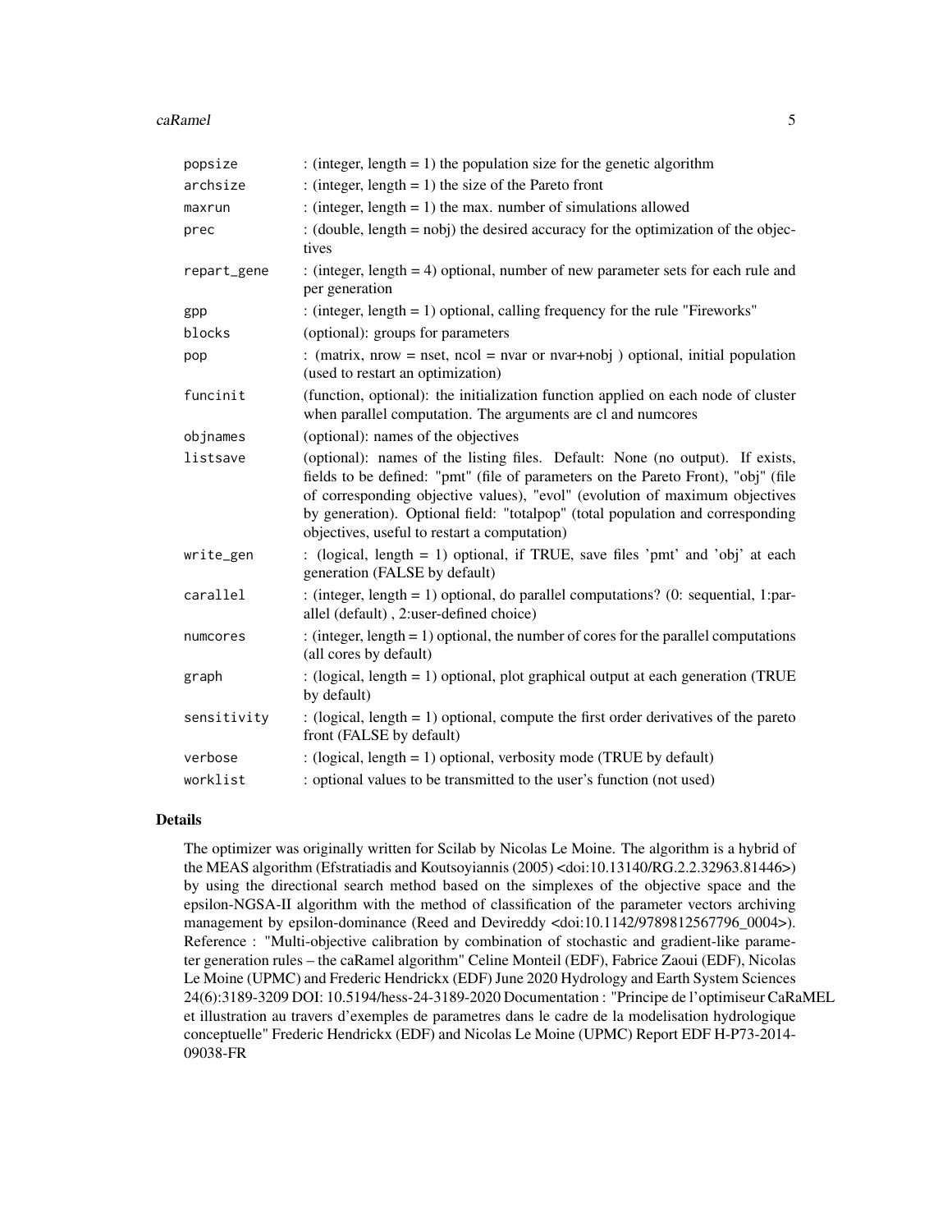| | |
|---|---|
| popsize | : (integer, length = 1) the population size for the genetic algorithm |
| archsize | : (integer, length = 1) the size of the Pareto front |
| maxrun | : (integer, length = 1) the max. number of simulations allowed |
| prec | : (double, length = nobj) the desired accuracy for the optimization of the objectives |
| repart_gene | : (integer, length = 4) optional, number of new parameter sets for each rule and per generation |
| gpp | : (integer, length = 1) optional, calling frequency for the rule "Fireworks" |
| blocks | (optional): groups for parameters |
| pop | : (matrix, nrow = nset, ncol = nvar or nvar+nobj ) optional, initial population (used to restart an optimization) |
| funcinit | (function, optional): the initialization function applied on each node of cluster when parallel computation. The arguments are cl and numcores |
| objnames | (optional): names of the objectives |
| listsave | (optional): names of the listing files. Default: None (no output). If exists, fields to be defined: "pmt" (file of parameters on the Pareto Front), "obj" (file of corresponding objective values), "evol" (evolution of maximum objectives by generation). Optional field: "totalpop" (total population and corresponding objectives, useful to restart a computation) |
| write_gen | : (logical, length = 1) optional, if TRUE, save files 'pmt' and 'obj' at each generation (FALSE by default) |
| carallel | : (integer, length = 1) optional, do parallel computations? (0: sequential, 1:parallel (default) , 2:user-defined choice) |
| numcores | : (integer, length = 1) optional, the number of cores for the parallel computations (all cores by default) |
| graph | : (logical, length = 1) optional, plot graphical output at each generation (TRUE by default) |
| sensitivity | : (logical, length = 1) optional, compute the first order derivatives of the pareto front (FALSE by default) |
| verbose | : (logical, length = 1) optional, verbosity mode (TRUE by default) |
| worklist | : optional values to be transmitted to the user's function (not used) |

## Details

The optimizer was originally written for Scilab by Nicolas Le Moine. The algorithm is a hybrid of the MEAS algorithm (Efstratiadis and Koutsoyiannis (2005) <doi:10.13140/RG.2.2.32963.81446>) by using the directional search method based on the simplexes of the objective space and the epsilon-NGSA-II algorithm with the method of classification of the parameter vectors archiving management by epsilon-dominance (Reed and Devireddy <doi:10.1142/9789812567796_0004>). Reference : "Multi-objective calibration by combination of stochastic and gradient-like parameter generation rules – the caRamel algorithm" Celine Monteil (EDF), Fabrice Zaoui (EDF), Nicolas Le Moine (UPMC) and Frederic Hendrickx (EDF) June 2020 Hydrology and Earth System Sciences 24(6):3189-3209 DOI: 10.5194/hess-24-3189-2020 Documentation : "Principe de l'optimiseur CaRaMEL et illustration au travers d'exemples de parametres dans le cadre de la modelisation hydrologique conceptuelle" Frederic Hendrickx (EDF) and Nicolas Le Moine (UPMC) Report EDF H-P73-2014-09038-FR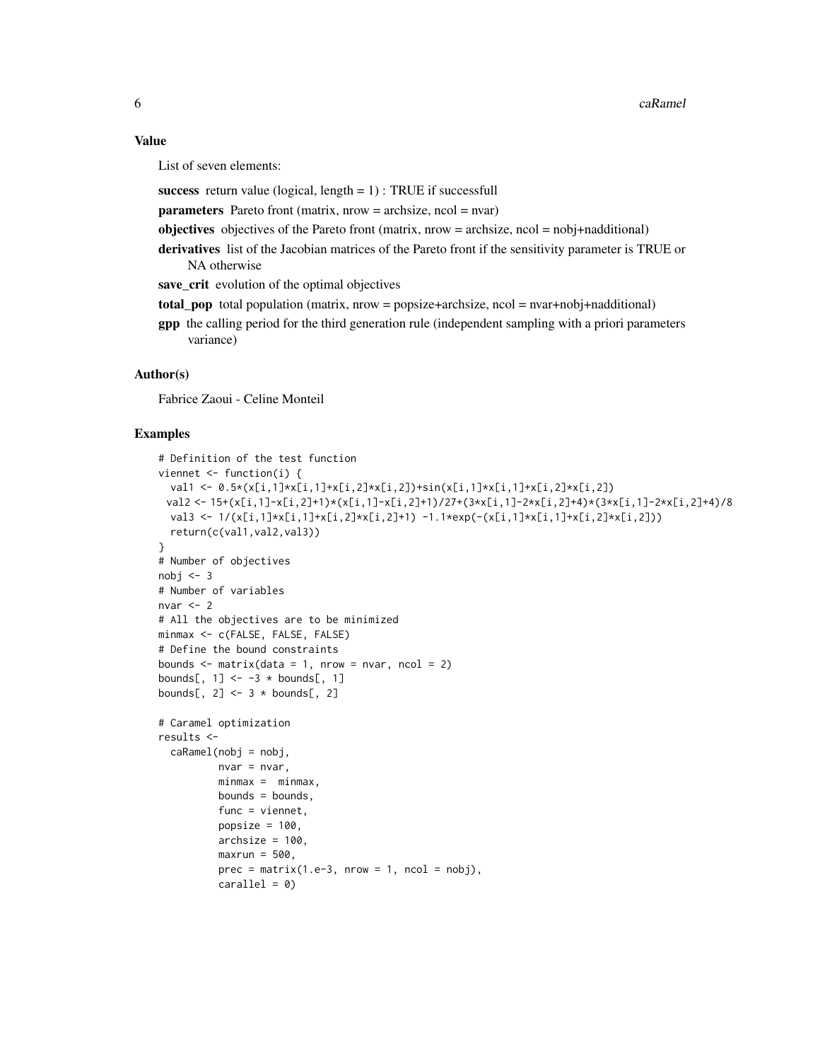### Value

List of seven elements:

**success** return value (logical, length = 1) : TRUE if successfull

**parameters** Pareto front (matrix, nrow = archsize, ncol = nvar)

**objectives** objectives of the Pareto front (matrix, nrow = archsize, ncol = nobj+nadditional)

**derivatives** list of the Jacobian matrices of the Pareto front if the sensitivity parameter is TRUE or NA otherwise

**save_crit** evolution of the optimal objectives

**total_pop** total population (matrix, nrow = popsize+archsize, ncol = nvar+nobj+nadditional)

**gpp** the calling period for the third generation rule (independent sampling with a priori parameters variance)

### Author(s)

Fabrice Zaoui - Celine Monteil

### Examples

```
# Definition of the test function
viennet <- function(i) {
  val1 <- 0.5*(x[i,1]*x[i,1]+x[i,2]*x[i,2])+sin(x[i,1]*x[i,1]+x[i,2]*x[i,2])
 val2 <- 15+(x[i,1]-x[i,2]+1)*(x[i,1]-x[i,2]+1)/27+(3*x[i,1]-2*x[i,2]+4)*(3*x[i,1]-2*x[i,2]+4)/8
  val3 <- 1/(x[i,1]*x[i,1]+x[i,2]*x[i,2]+1) -1.1*exp(-(x[i,1]*x[i,1]+x[i,2]*x[i,2]))
  return(c(val1,val2,val3))
}
# Number of objectives
nobj <- 3
# Number of variables
nvar <- 2
# All the objectives are to be minimized
minmax <- c(FALSE, FALSE, FALSE)
# Define the bound constraints
bounds <- matrix(data = 1, nrow = nvar, ncol = 2)
bounds[, 1] <- -3 * bounds[, 1]
bounds[, 2] <- 3 * bounds[, 2]

# Caramel optimization
results <-
  caRamel(nobj = nobj,
          nvar = nvar,
          minmax =  minmax,
          bounds = bounds,
          func = viennet,
          popsize = 100,
          archsize = 100,
          maxrun = 500,
          prec = matrix(1.e-3, nrow = 1, ncol = nobj),
          carallel = 0)
```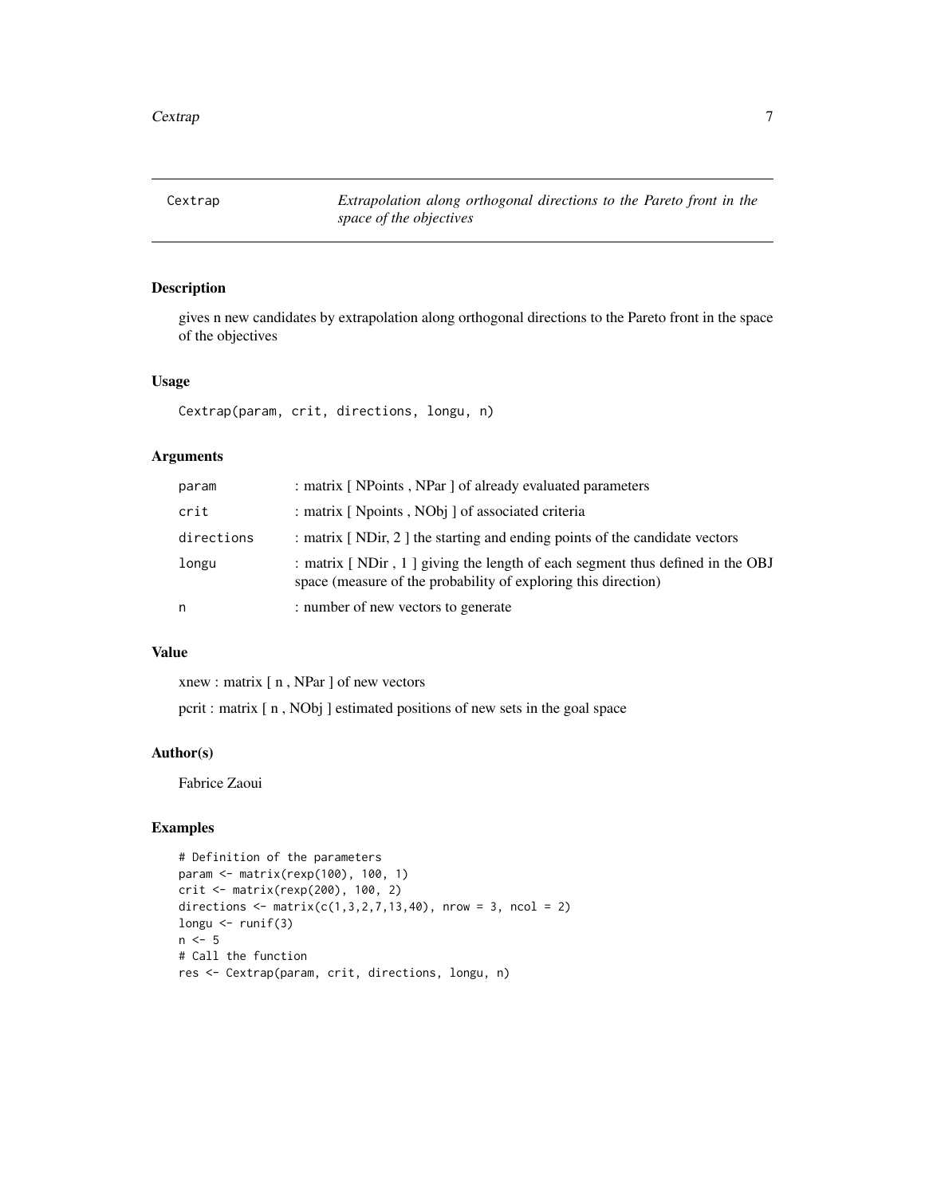## Cextrap — *Extrapolation along orthogonal directions to the Pareto front in the space of the objectives*

### Description

gives n new candidates by extrapolation along orthogonal directions to the Pareto front in the space of the objectives

### Usage

```
Cextrap(param, crit, directions, longu, n)
```

### Arguments

| | |
|---|---|
| param | : matrix [ NPoints , NPar ] of already evaluated parameters |
| crit | : matrix [ Npoints , NObj ] of associated criteria |
| directions | : matrix [ NDir, 2 ] the starting and ending points of the candidate vectors |
| longu | : matrix [ NDir , 1 ] giving the length of each segment thus defined in the OBJ space (measure of the probability of exploring this direction) |
| n | : number of new vectors to generate |

### Value

xnew : matrix [ n , NPar ] of new vectors

pcrit : matrix [ n , NObj ] estimated positions of new sets in the goal space

### Author(s)

Fabrice Zaoui

### Examples

```
# Definition of the parameters
param <- matrix(rexp(100), 100, 1)
crit <- matrix(rexp(200), 100, 2)
directions <- matrix(c(1,3,2,7,13,40), nrow = 3, ncol = 2)
longu <- runif(3)
n <- 5
# Call the function
res <- Cextrap(param, crit, directions, longu, n)
```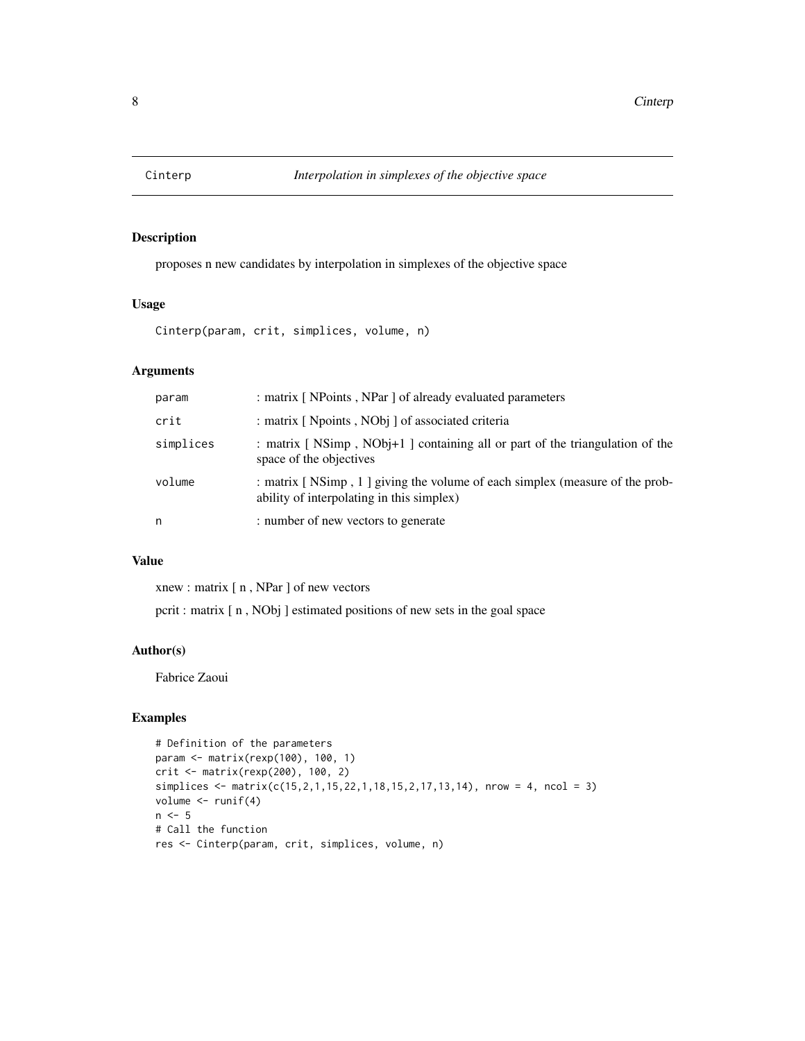# Cinterp — *Interpolation in simplexes of the objective space*

## Description

proposes n new candidates by interpolation in simplexes of the objective space

## Usage

```
Cinterp(param, crit, simplices, volume, n)
```

## Arguments

| | |
|---|---|
| param | : matrix [ NPoints , NPar ] of already evaluated parameters |
| crit | : matrix [ Npoints , NObj ] of associated criteria |
| simplices | : matrix [ NSimp , NObj+1 ] containing all or part of the triangulation of the space of the objectives |
| volume | : matrix [ NSimp , 1 ] giving the volume of each simplex (measure of the probability of interpolating in this simplex) |
| n | : number of new vectors to generate |

## Value

xnew : matrix [ n , NPar ] of new vectors

pcrit : matrix [ n , NObj ] estimated positions of new sets in the goal space

## Author(s)

Fabrice Zaoui

## Examples

```
# Definition of the parameters
param <- matrix(rexp(100), 100, 1)
crit <- matrix(rexp(200), 100, 2)
simplices <- matrix(c(15,2,1,15,22,1,18,15,2,17,13,14), nrow = 4, ncol = 3)
volume <- runif(4)
n <- 5
# Call the function
res <- Cinterp(param, crit, simplices, volume, n)
```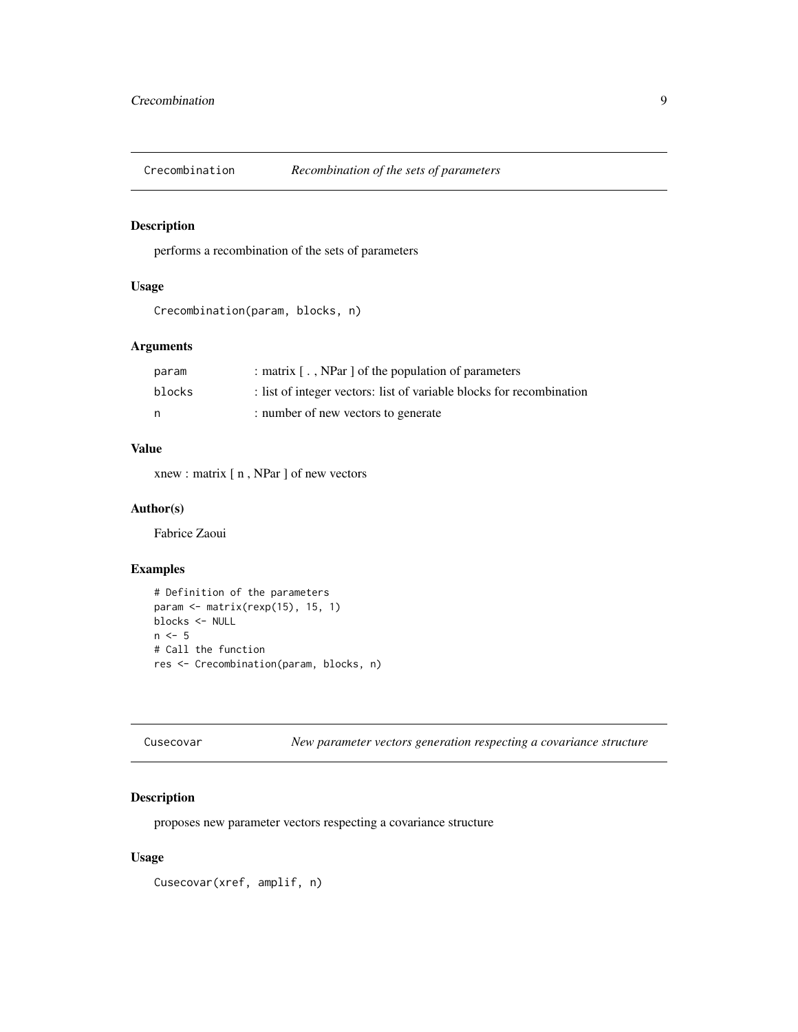## Crecombination — *Recombination of the sets of parameters*

### Description

performs a recombination of the sets of parameters

### Usage

```
Crecombination(param, blocks, n)
```

### Arguments

| | |
|---|---|
| param | : matrix [ . , NPar ] of the population of parameters |
| blocks | : list of integer vectors: list of variable blocks for recombination |
| n | : number of new vectors to generate |

### Value

xnew : matrix [ n , NPar ] of new vectors

### Author(s)

Fabrice Zaoui

### Examples

```
# Definition of the parameters
param <- matrix(rexp(15), 15, 1)
blocks <- NULL
n <- 5
# Call the function
res <- Crecombination(param, blocks, n)
```

## Cusecovar — *New parameter vectors generation respecting a covariance structure*

### Description

proposes new parameter vectors respecting a covariance structure

### Usage

```
Cusecovar(xref, amplif, n)
```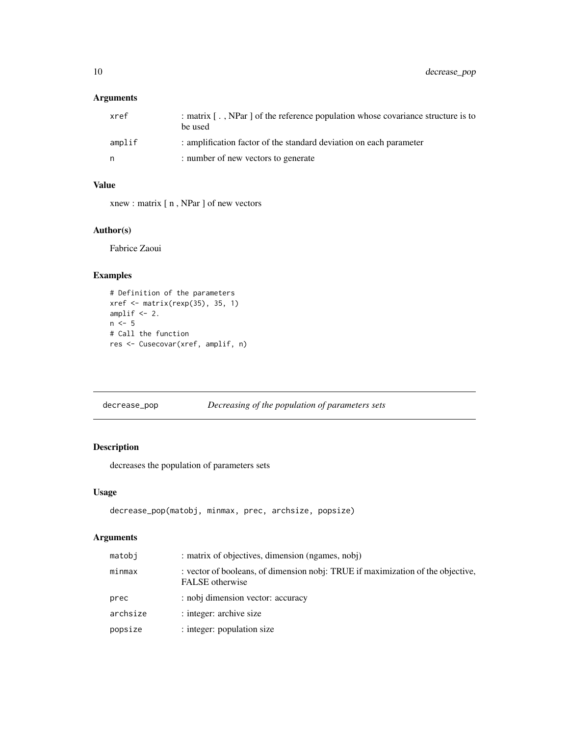### Arguments

| | |
|---|---|
| xref | : matrix [ . , NPar ] of the reference population whose covariance structure is to be used |
| amplif | : amplification factor of the standard deviation on each parameter |
| n | : number of new vectors to generate |

### Value

xnew : matrix [ n , NPar ] of new vectors

### Author(s)

Fabrice Zaoui

### Examples

```
# Definition of the parameters
xref <- matrix(rexp(35), 35, 1)
amplif <- 2.
n <- 5
# Call the function
res <- Cusecovar(xref, amplif, n)
```

---

## decrease_pop    *Decreasing of the population of parameters sets*

### Description

decreases the population of parameters sets

### Usage

```
decrease_pop(matobj, minmax, prec, archsize, popsize)
```

### Arguments

| | |
|---|---|
| matobj | : matrix of objectives, dimension (ngames, nobj) |
| minmax | : vector of booleans, of dimension nobj: TRUE if maximization of the objective, FALSE otherwise |
| prec | : nobj dimension vector: accuracy |
| archsize | : integer: archive size |
| popsize | : integer: population size |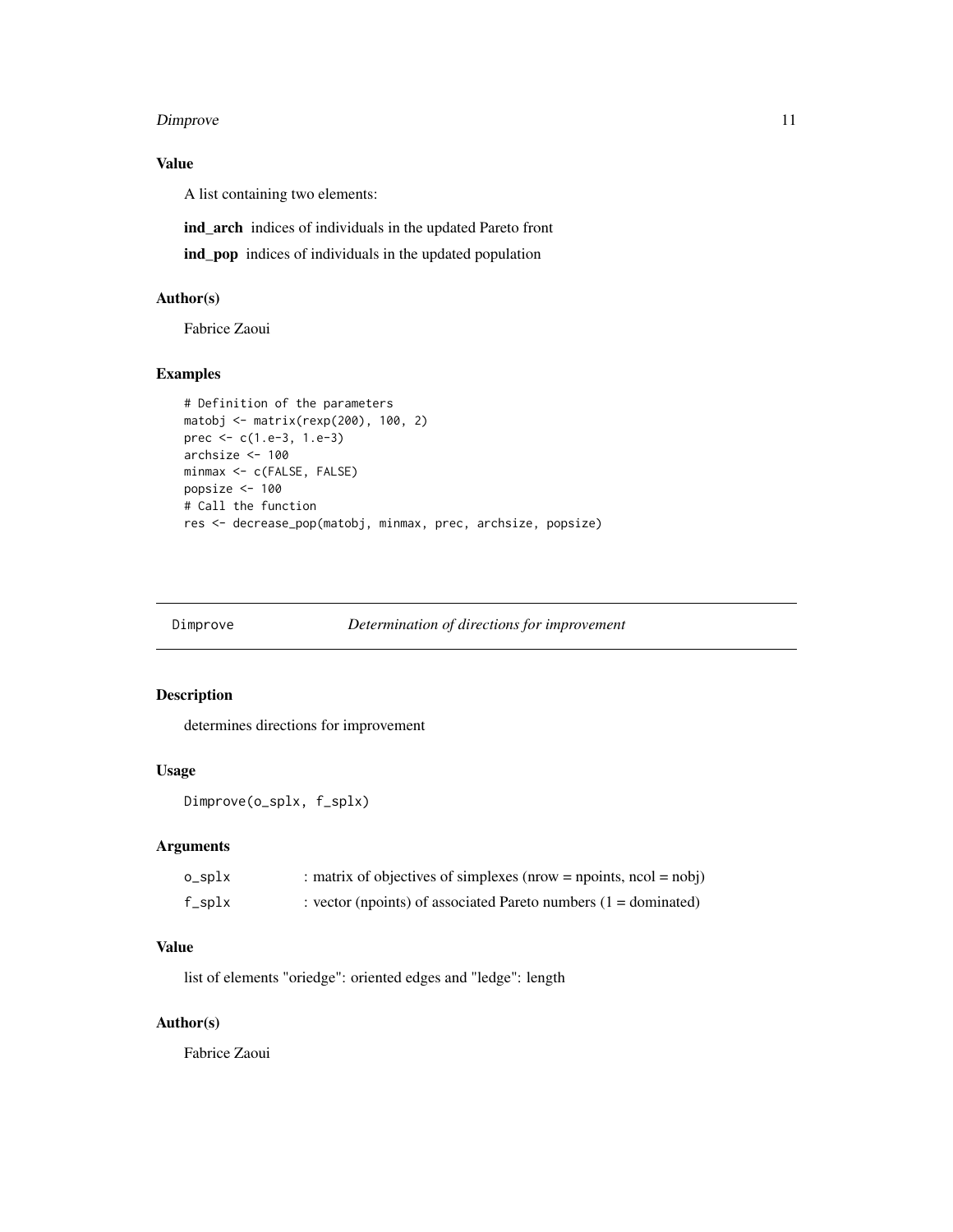### Value

A list containing two elements:

**ind_arch** indices of individuals in the updated Pareto front

**ind_pop** indices of individuals in the updated population

### Author(s)

Fabrice Zaoui

### Examples

```
# Definition of the parameters
matobj <- matrix(rexp(200), 100, 2)
prec <- c(1.e-3, 1.e-3)
archsize <- 100
minmax <- c(FALSE, FALSE)
popsize <- 100
# Call the function
res <- decrease_pop(matobj, minmax, prec, archsize, popsize)
```

---

## Dimprove — *Determination of directions for improvement*

### Description

determines directions for improvement

### Usage

```
Dimprove(o_splx, f_splx)
```

### Arguments

| | |
|---|---|
| o_splx | : matrix of objectives of simplexes (nrow = npoints, ncol = nobj) |
| f_splx | : vector (npoints) of associated Pareto numbers (1 = dominated) |

### Value

list of elements "oriedge": oriented edges and "ledge": length

### Author(s)

Fabrice Zaoui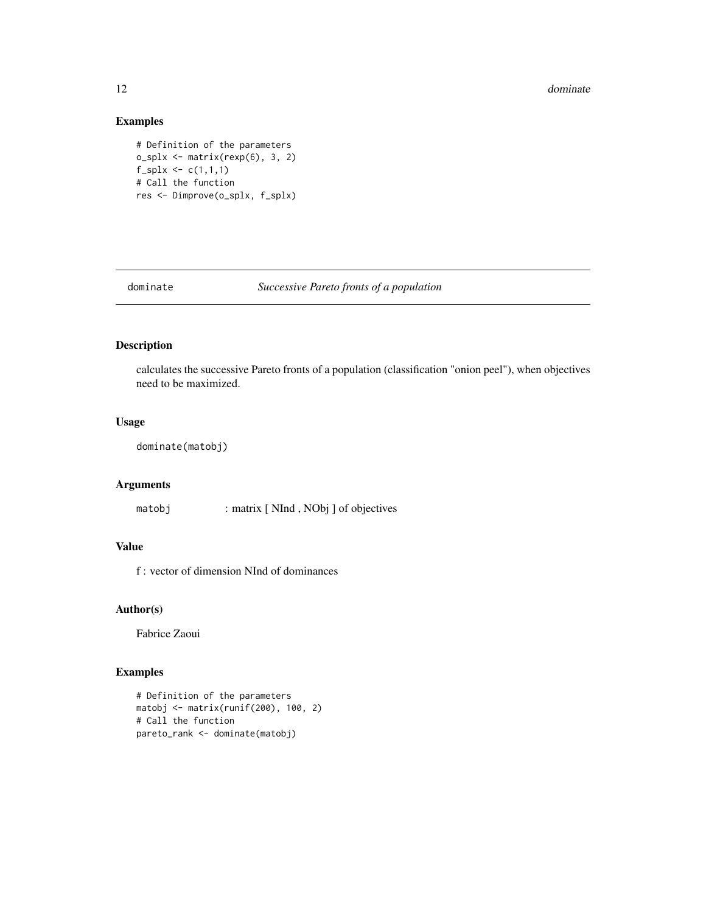### Examples

```
# Definition of the parameters
o_splx <- matrix(rexp(6), 3, 2)
f_splx <- c(1,1,1)
# Call the function
res <- Dimprove(o_splx, f_splx)
```

## dominate *Successive Pareto fronts of a population*

### Description

calculates the successive Pareto fronts of a population (classification "onion peel"), when objectives need to be maximized.

### Usage

```
dominate(matobj)
```

### Arguments

`matobj` : matrix [ NInd , NObj ] of objectives

### Value

f : vector of dimension NInd of dominances

### Author(s)

Fabrice Zaoui

### Examples

```
# Definition of the parameters
matobj <- matrix(runif(200), 100, 2)
# Call the function
pareto_rank <- dominate(matobj)
```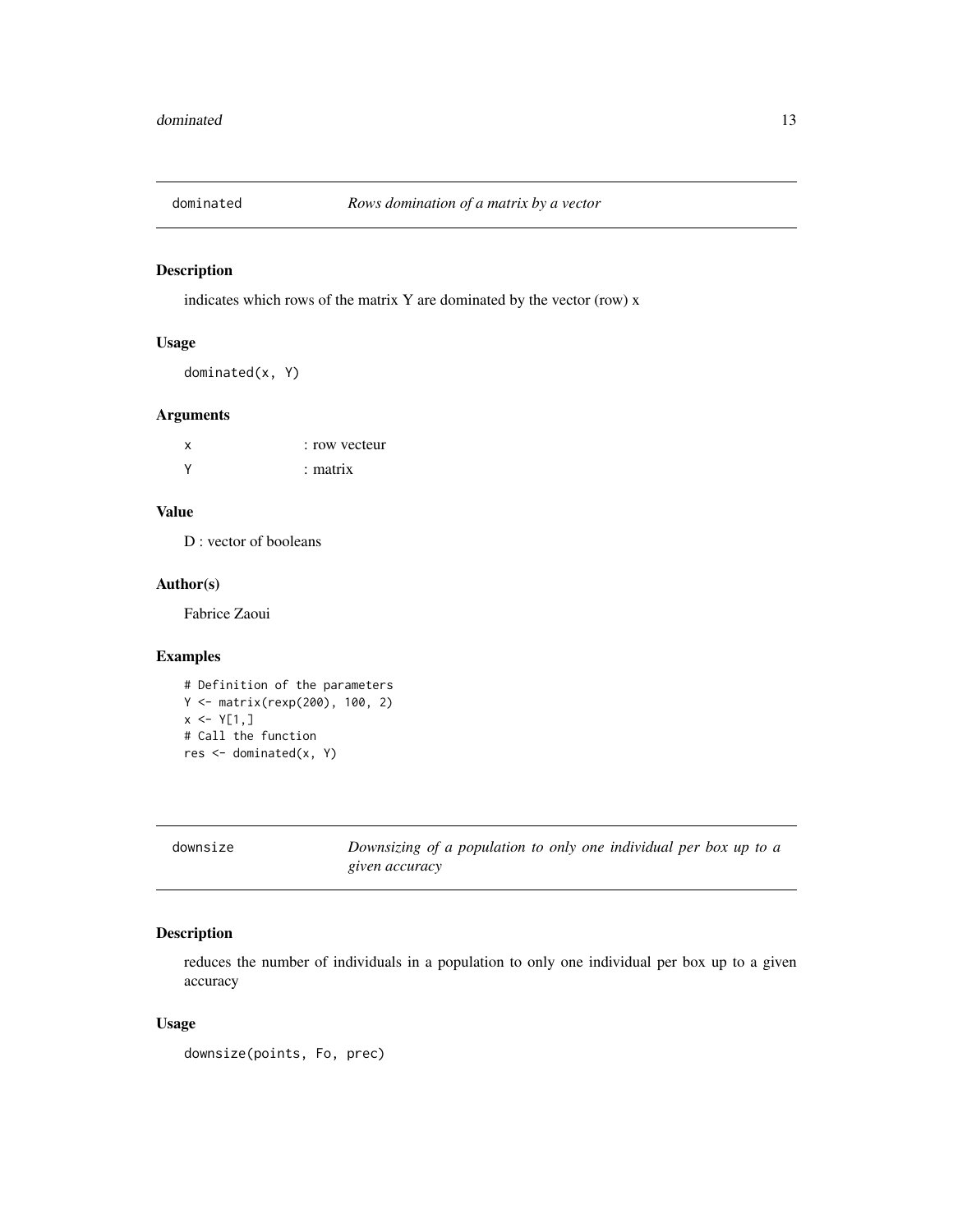## dominated — *Rows domination of a matrix by a vector*

### Description

indicates which rows of the matrix Y are dominated by the vector (row) x

### Usage

```
dominated(x, Y)
```

### Arguments

| | |
|---|---|
| x | : row vecteur |
| Y | : matrix |

### Value

D : vector of booleans

### Author(s)

Fabrice Zaoui

### Examples

```
# Definition of the parameters
Y <- matrix(rexp(200), 100, 2)
x <- Y[1,]
# Call the function
res <- dominated(x, Y)
```

## downsize — *Downsizing of a population to only one individual per box up to a given accuracy*

### Description

reduces the number of individuals in a population to only one individual per box up to a given accuracy

### Usage

```
downsize(points, Fo, prec)
```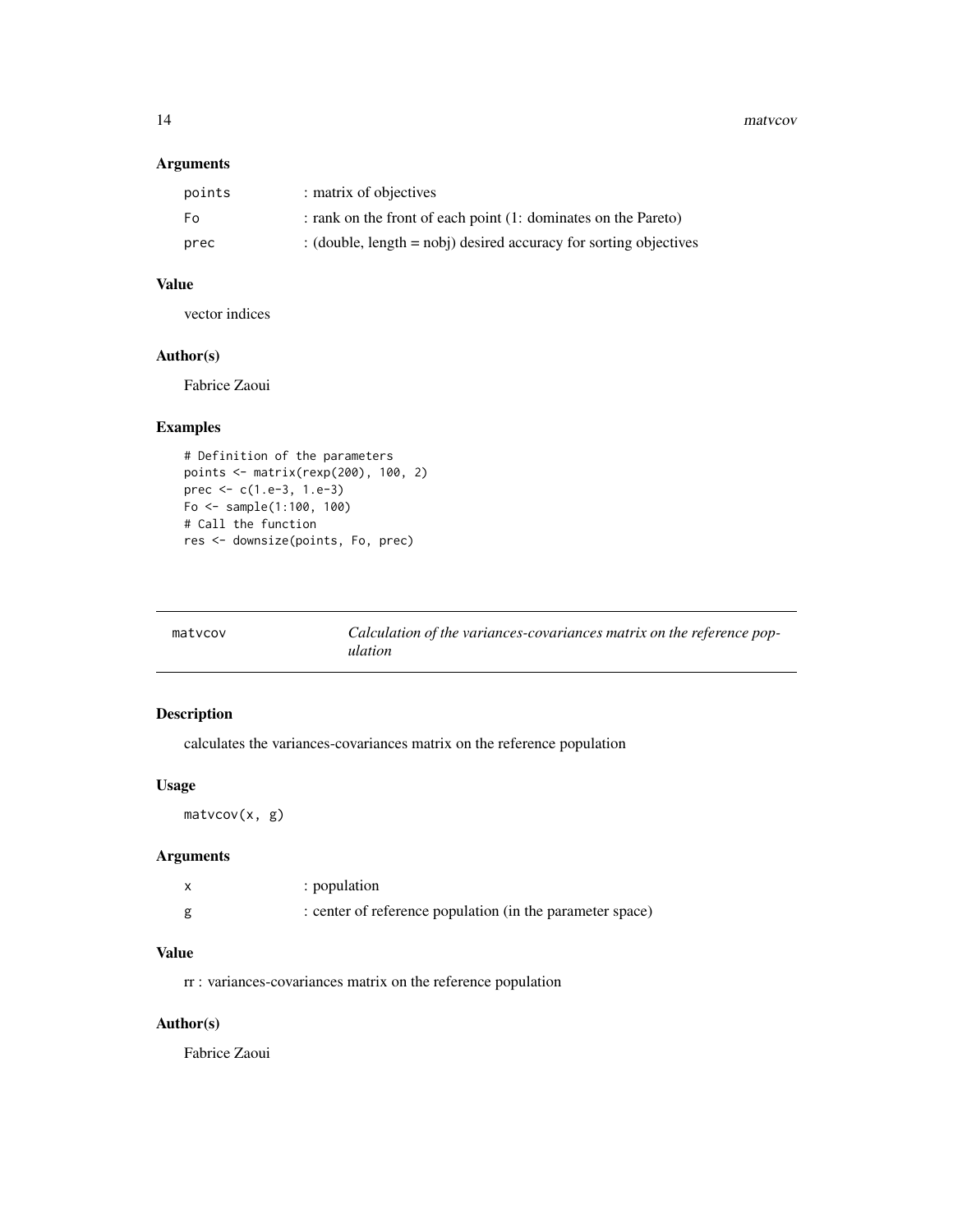### Arguments

| | |
|---|---|
| points | : matrix of objectives |
| Fo | : rank on the front of each point (1: dominates on the Pareto) |
| prec | : (double, length = nobj) desired accuracy for sorting objectives |

### Value

vector indices

### Author(s)

Fabrice Zaoui

### Examples

```
# Definition of the parameters
points <- matrix(rexp(200), 100, 2)
prec <- c(1.e-3, 1.e-3)
Fo <- sample(1:100, 100)
# Call the function
res <- downsize(points, Fo, prec)
```

---

## matvcov — *Calculation of the variances-covariances matrix on the reference population*

---

### Description

calculates the variances-covariances matrix on the reference population

### Usage

```
matvcov(x, g)
```

### Arguments

| | |
|---|---|
| x | : population |
| g | : center of reference population (in the parameter space) |

### Value

rr : variances-covariances matrix on the reference population

### Author(s)

Fabrice Zaoui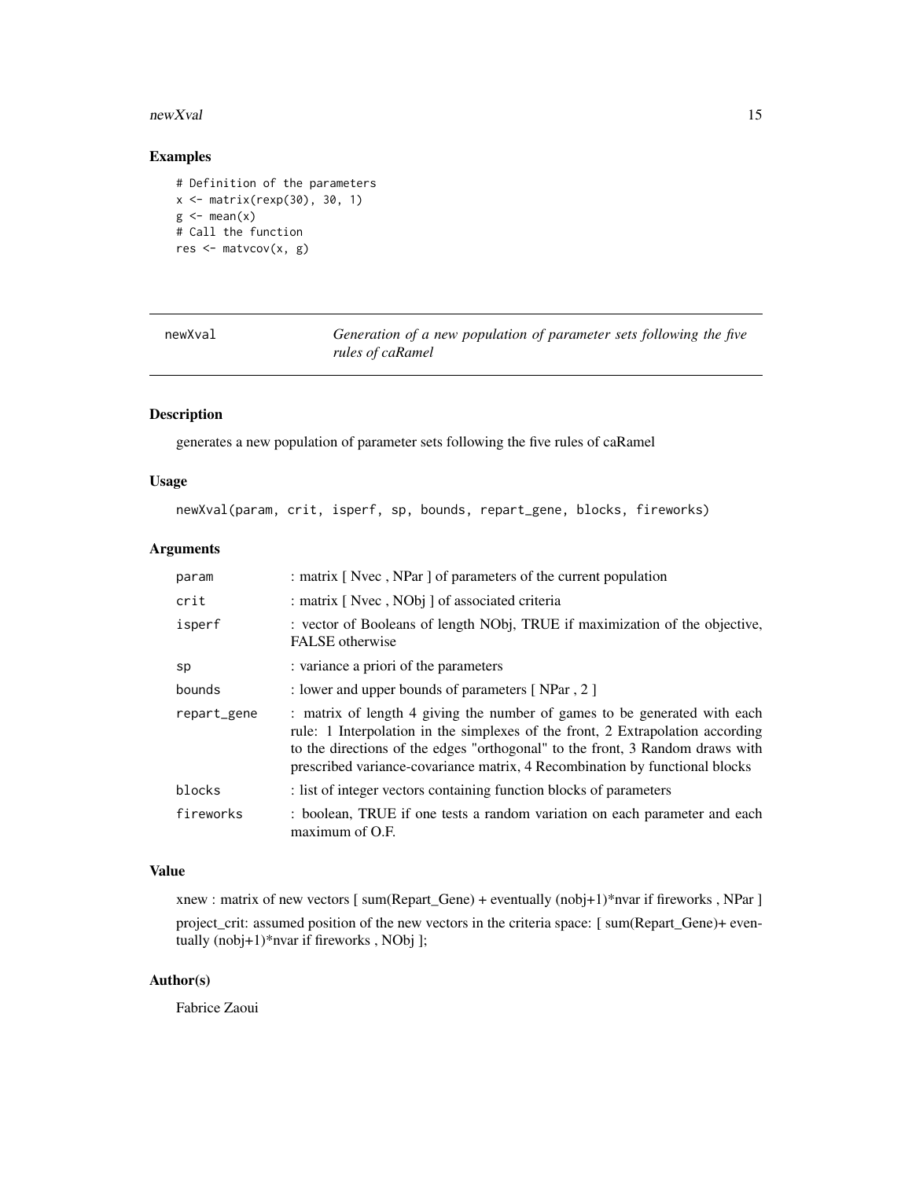## Examples

```
# Definition of the parameters
x <- matrix(rexp(30), 30, 1)
g <- mean(x)
# Call the function
res <- matvcov(x, g)
```

---

# newXval — *Generation of a new population of parameter sets following the five rules of caRamel*

## Description

generates a new population of parameter sets following the five rules of caRamel

## Usage

```
newXval(param, crit, isperf, sp, bounds, repart_gene, blocks, fireworks)
```

## Arguments

| | |
|---|---|
| param | : matrix [ Nvec , NPar ] of parameters of the current population |
| crit | : matrix [ Nvec , NObj ] of associated criteria |
| isperf | : vector of Booleans of length NObj, TRUE if maximization of the objective, FALSE otherwise |
| sp | : variance a priori of the parameters |
| bounds | : lower and upper bounds of parameters [ NPar , 2 ] |
| repart_gene | : matrix of length 4 giving the number of games to be generated with each rule: 1 Interpolation in the simplexes of the front, 2 Extrapolation according to the directions of the edges "orthogonal" to the front, 3 Random draws with prescribed variance-covariance matrix, 4 Recombination by functional blocks |
| blocks | : list of integer vectors containing function blocks of parameters |
| fireworks | : boolean, TRUE if one tests a random variation on each parameter and each maximum of O.F. |

## Value

xnew : matrix of new vectors [ sum(Repart_Gene) + eventually (nobj+1)*nvar if fireworks , NPar ]

project_crit: assumed position of the new vectors in the criteria space: [ sum(Repart_Gene)+ eventually (nobj+1)*nvar if fireworks , NObj ];

## Author(s)

Fabrice Zaoui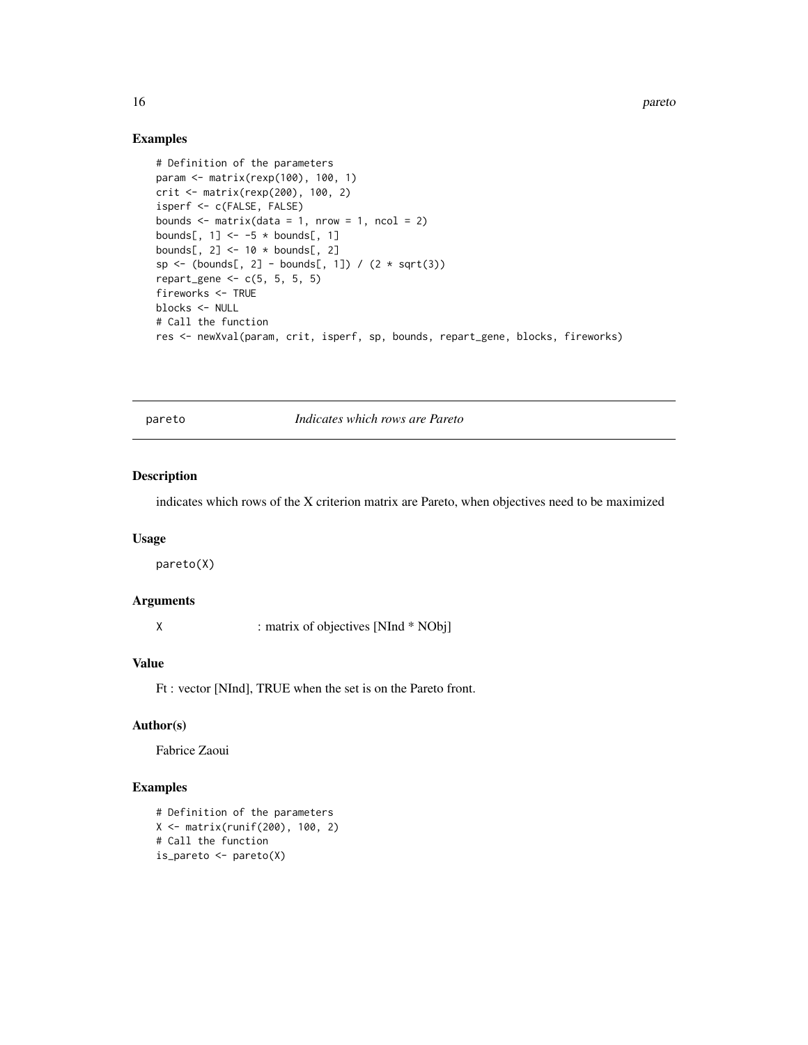### Examples

```
# Definition of the parameters
param <- matrix(rexp(100), 100, 1)
crit <- matrix(rexp(200), 100, 2)
isperf <- c(FALSE, FALSE)
bounds <- matrix(data = 1, nrow = 1, ncol = 2)
bounds[, 1] <- -5 * bounds[, 1]
bounds[, 2] <- 10 * bounds[, 2]
sp <- (bounds[, 2] - bounds[, 1]) / (2 * sqrt(3))
repart_gene <- c(5, 5, 5, 5)
fireworks <- TRUE
blocks <- NULL
# Call the function
res <- newXval(param, crit, isperf, sp, bounds, repart_gene, blocks, fireworks)
```

---

## pareto — *Indicates which rows are Pareto*

### Description

indicates which rows of the X criterion matrix are Pareto, when objectives need to be maximized

### Usage

```
pareto(X)
```

### Arguments

| | |
|---|---|
| X | : matrix of objectives [NInd * NObj] |

### Value

Ft : vector [NInd], TRUE when the set is on the Pareto front.

### Author(s)

Fabrice Zaoui

### Examples

```
# Definition of the parameters
X <- matrix(runif(200), 100, 2)
# Call the function
is_pareto <- pareto(X)
```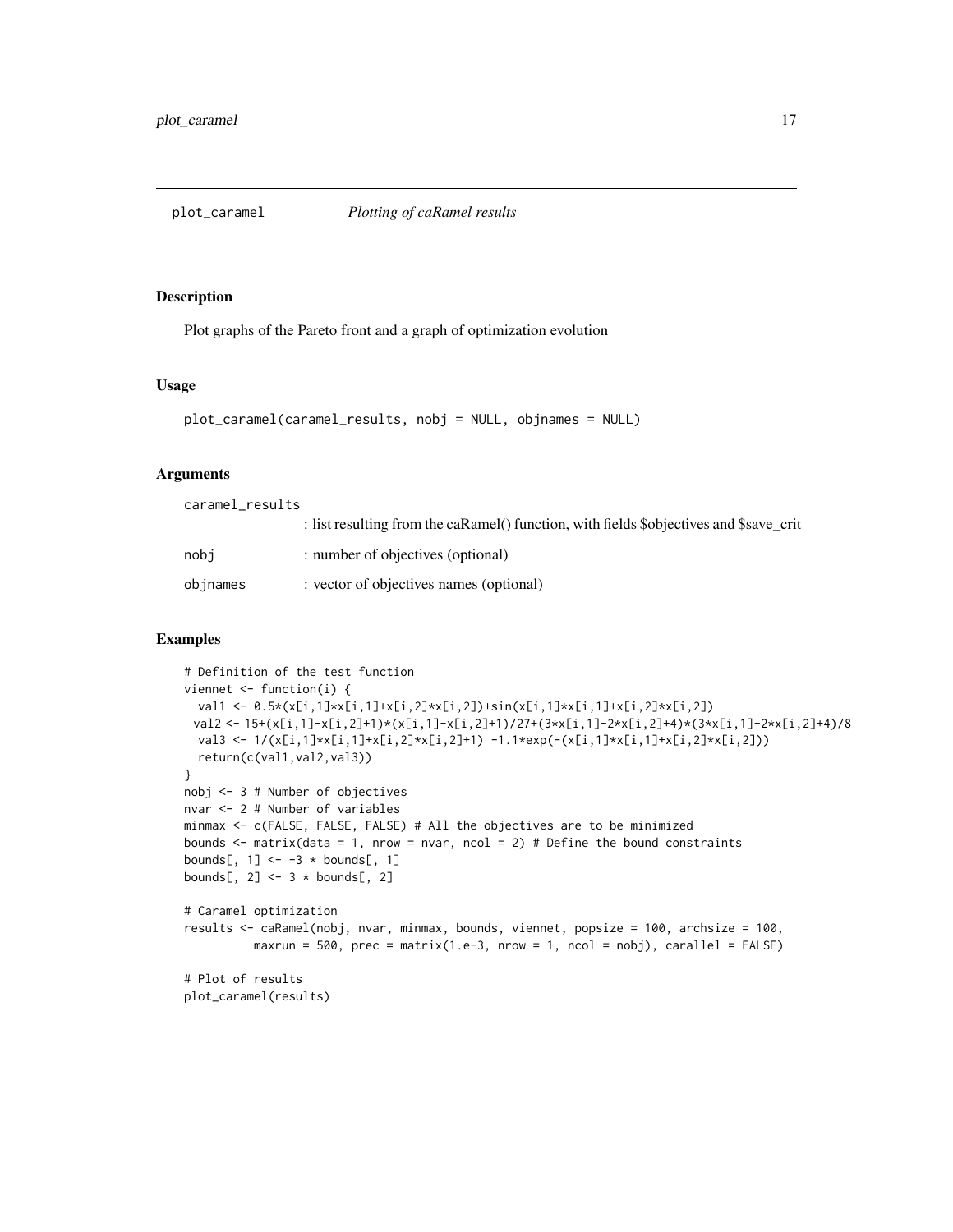## plot_caramel *Plotting of caRamel results*

### Description

Plot graphs of the Pareto front and a graph of optimization evolution

### Usage

```
plot_caramel(caramel_results, nobj = NULL, objnames = NULL)
```

### Arguments

| | |
|---|---|
| caramel_results | : list resulting from the caRamel() function, with fields $objectives and $save_crit |
| nobj | : number of objectives (optional) |
| objnames | : vector of objectives names (optional) |

### Examples

```
# Definition of the test function
viennet <- function(i) {
  val1 <- 0.5*(x[i,1]*x[i,1]+x[i,2]*x[i,2])+sin(x[i,1]*x[i,1]+x[i,2]*x[i,2])
 val2 <- 15+(x[i,1]-x[i,2]+1)*(x[i,1]-x[i,2]+1)/27+(3*x[i,1]-2*x[i,2]+4)*(3*x[i,1]-2*x[i,2]+4)/8
  val3 <- 1/(x[i,1]*x[i,1]+x[i,2]*x[i,2]+1) -1.1*exp(-(x[i,1]*x[i,1]+x[i,2]*x[i,2]))
  return(c(val1,val2,val3))
}
nobj <- 3 # Number of objectives
nvar <- 2 # Number of variables
minmax <- c(FALSE, FALSE, FALSE) # All the objectives are to be minimized
bounds <- matrix(data = 1, nrow = nvar, ncol = 2) # Define the bound constraints
bounds[, 1] <- -3 * bounds[, 1]
bounds[, 2] <- 3 * bounds[, 2]

# Caramel optimization
results <- caRamel(nobj, nvar, minmax, bounds, viennet, popsize = 100, archsize = 100,
          maxrun = 500, prec = matrix(1.e-3, nrow = 1, ncol = nobj), carallel = FALSE)

# Plot of results
plot_caramel(results)
```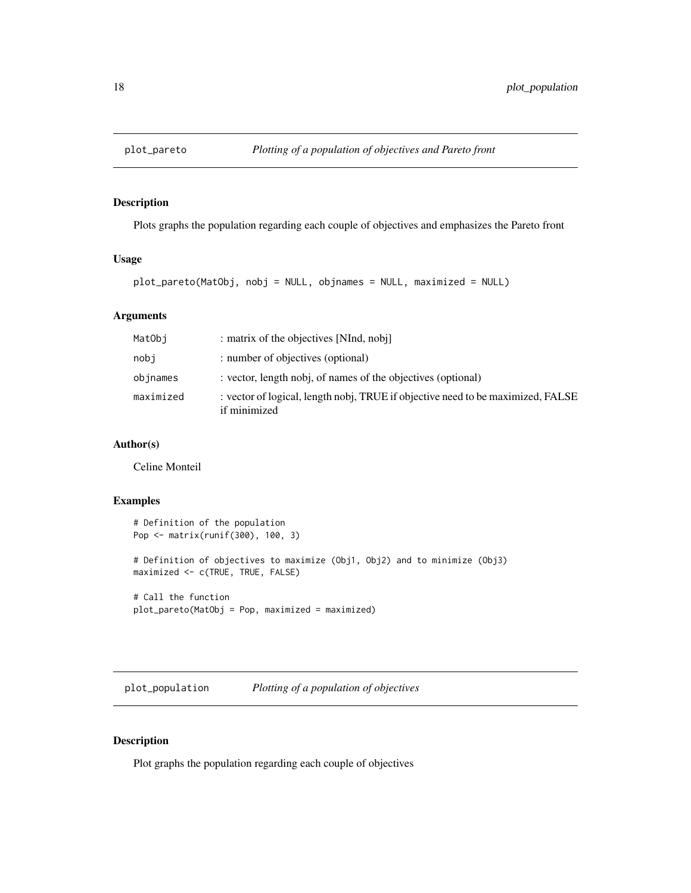## plot_pareto — *Plotting of a population of objectives and Pareto front*

### Description

Plots graphs the population regarding each couple of objectives and emphasizes the Pareto front

### Usage

```
plot_pareto(MatObj, nobj = NULL, objnames = NULL, maximized = NULL)
```

### Arguments

| | |
|---|---|
| MatObj | : matrix of the objectives [NInd, nobj] |
| nobj | : number of objectives (optional) |
| objnames | : vector, length nobj, of names of the objectives (optional) |
| maximized | : vector of logical, length nobj, TRUE if objective need to be maximized, FALSE if minimized |

### Author(s)

Celine Monteil

### Examples

```
# Definition of the population
Pop <- matrix(runif(300), 100, 3)

# Definition of objectives to maximize (Obj1, Obj2) and to minimize (Obj3)
maximized <- c(TRUE, TRUE, FALSE)

# Call the function
plot_pareto(MatObj = Pop, maximized = maximized)
```

## plot_population — *Plotting of a population of objectives*

### Description

Plot graphs the population regarding each couple of objectives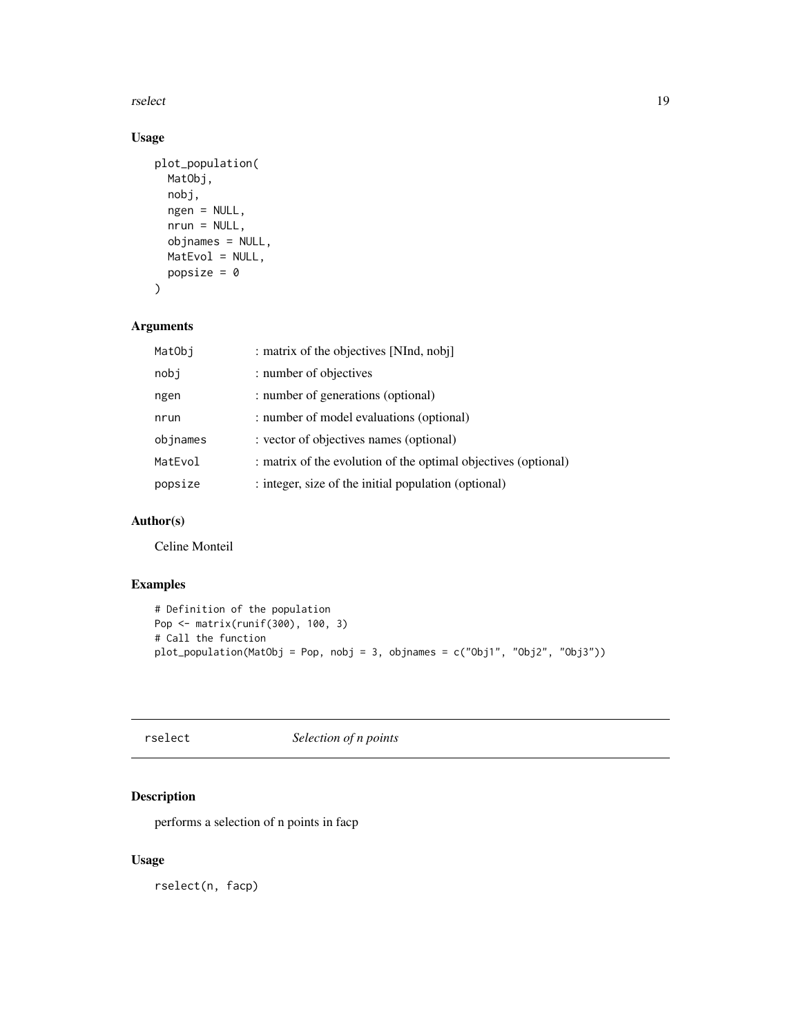## Usage

```
plot_population(
  MatObj,
  nobj,
  ngen = NULL,
  nrun = NULL,
  objnames = NULL,
  MatEvol = NULL,
  popsize = 0
)
```

## Arguments

| | |
|---|---|
| MatObj | : matrix of the objectives [NInd, nobj] |
| nobj | : number of objectives |
| ngen | : number of generations (optional) |
| nrun | : number of model evaluations (optional) |
| objnames | : vector of objectives names (optional) |
| MatEvol | : matrix of the evolution of the optimal objectives (optional) |
| popsize | : integer, size of the initial population (optional) |

## Author(s)

Celine Monteil

## Examples

```
# Definition of the population
Pop <- matrix(runif(300), 100, 3)
# Call the function
plot_population(MatObj = Pop, nobj = 3, objnames = c("Obj1", "Obj2", "Obj3"))
```

---

# rselect — *Selection of n points*

## Description

performs a selection of n points in facp

## Usage

```
rselect(n, facp)
```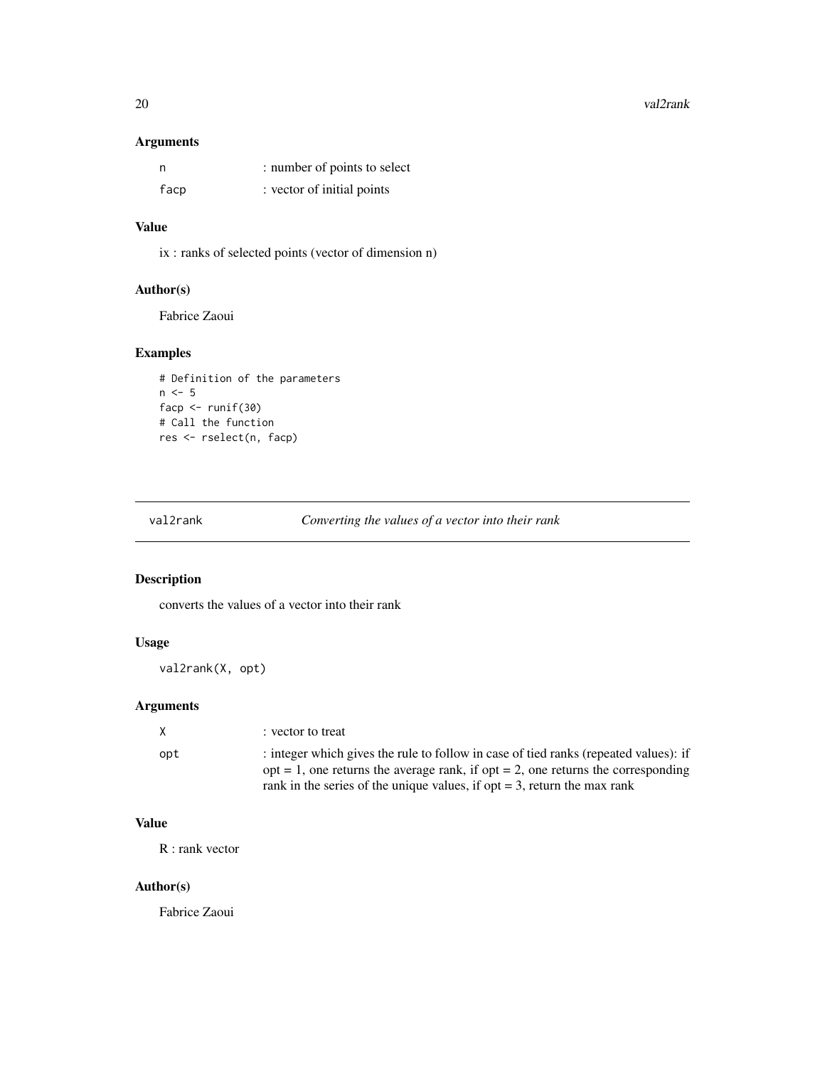### Arguments

| | |
|---|---|
| `n` | : number of points to select |
| `facp` | : vector of initial points |

### Value

ix : ranks of selected points (vector of dimension n)

### Author(s)

Fabrice Zaoui

### Examples

```
# Definition of the parameters
n <- 5
facp <- runif(30)
# Call the function
res <- rselect(n, facp)
```

---

## val2rank — *Converting the values of a vector into their rank*

### Description

converts the values of a vector into their rank

### Usage

```
val2rank(X, opt)
```

### Arguments

| | |
|---|---|
| `X` | : vector to treat |
| `opt` | : integer which gives the rule to follow in case of tied ranks (repeated values): if opt = 1, one returns the average rank, if opt = 2, one returns the corresponding rank in the series of the unique values, if opt = 3, return the max rank |

### Value

R : rank vector

### Author(s)

Fabrice Zaoui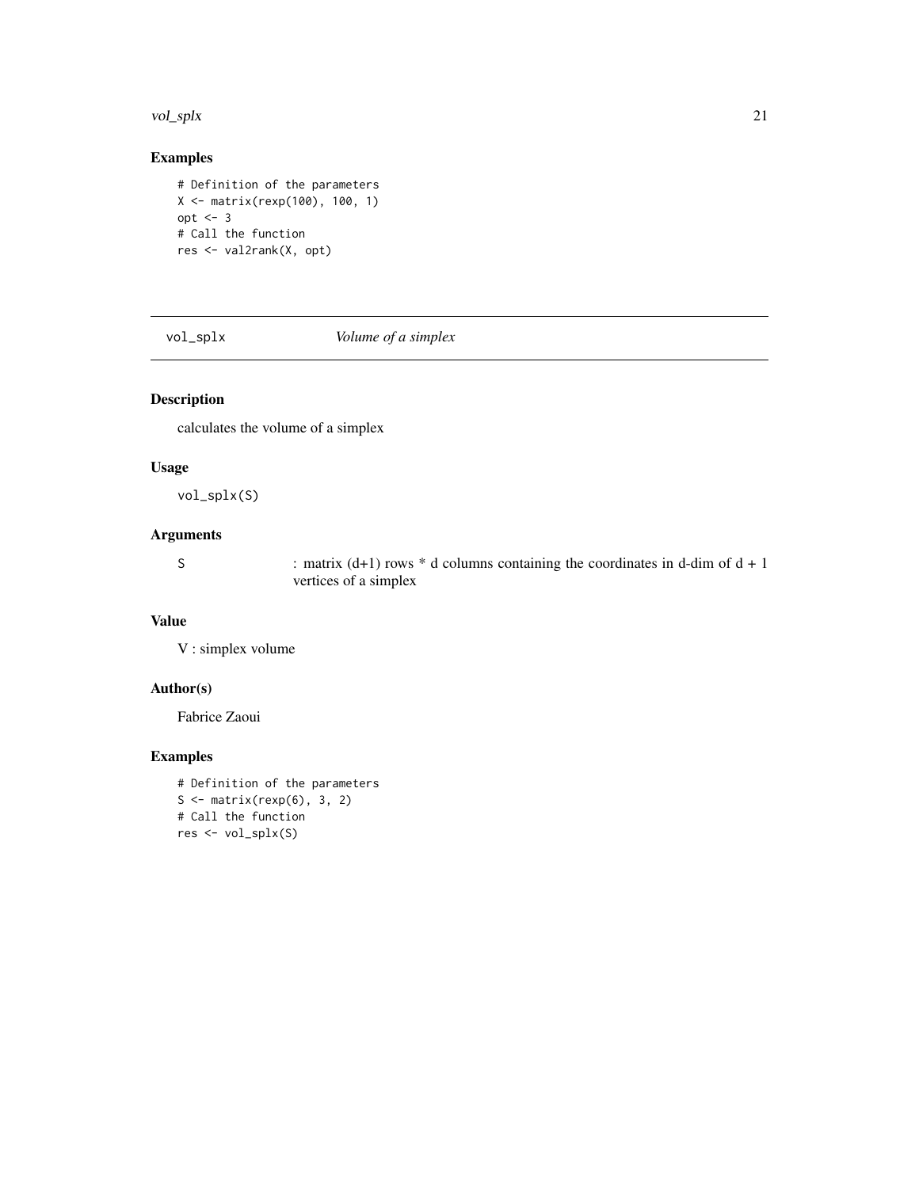## Examples

```
# Definition of the parameters
X <- matrix(rexp(100), 100, 1)
opt <- 3
# Call the function
res <- val2rank(X, opt)
```

---

# vol_splx — *Volume of a simplex*

---

## Description

calculates the volume of a simplex

## Usage

```
vol_splx(S)
```

## Arguments

| | |
|---|---|
| S | : matrix (d+1) rows * d columns containing the coordinates in d-dim of d + 1 vertices of a simplex |

## Value

V : simplex volume

## Author(s)

Fabrice Zaoui

## Examples

```
# Definition of the parameters
S <- matrix(rexp(6), 3, 2)
# Call the function
res <- vol_splx(S)
```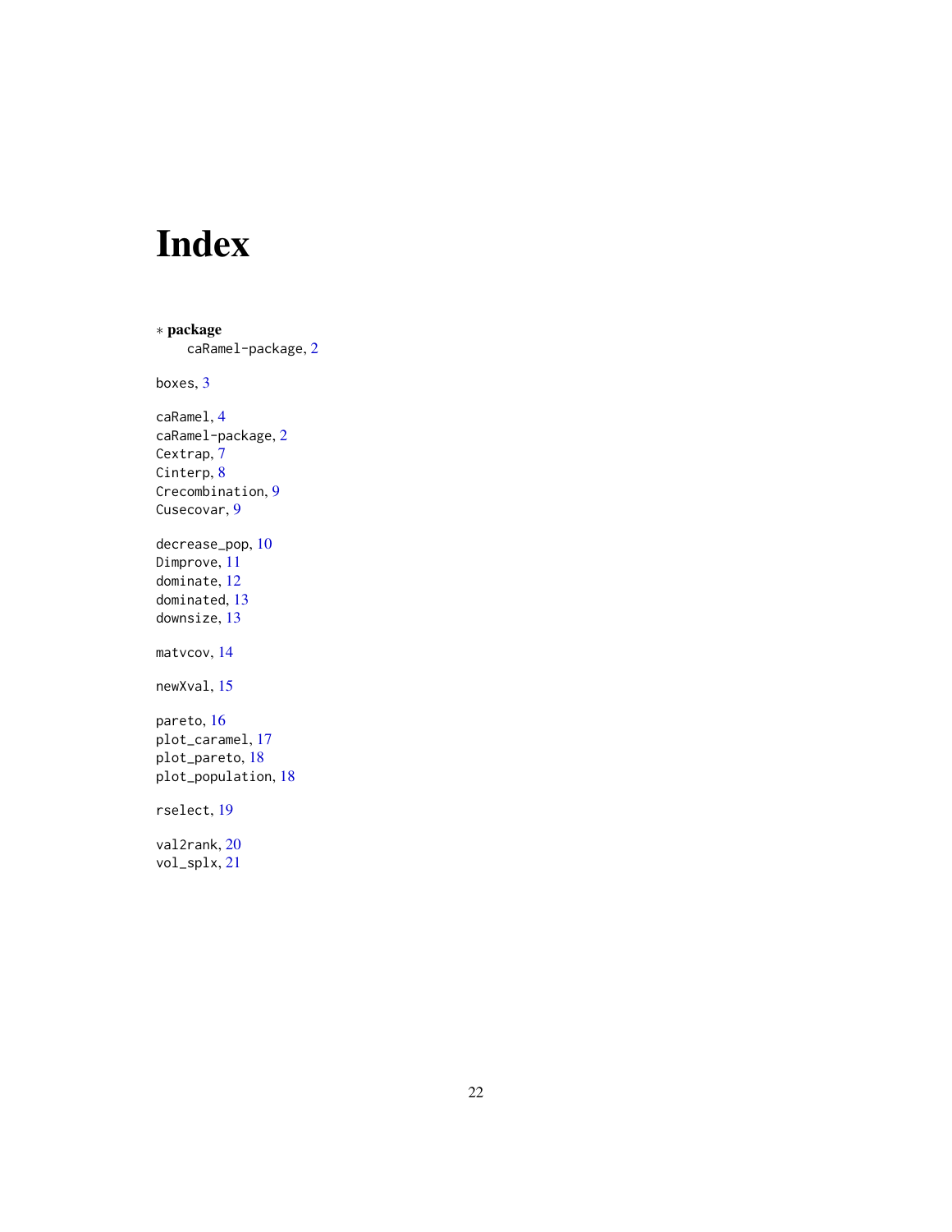# Index

∗ **package**
    caRamel-package, 2

boxes, 3

caRamel, 4
caRamel-package, 2
Cextrap, 7
Cinterp, 8
Crecombination, 9
Cusecovar, 9

decrease_pop, 10
Dimprove, 11
dominate, 12
dominated, 13
downsize, 13

matvcov, 14

newXval, 15

pareto, 16
plot_caramel, 17
plot_pareto, 18
plot_population, 18

rselect, 19

val2rank, 20
vol_splx, 21